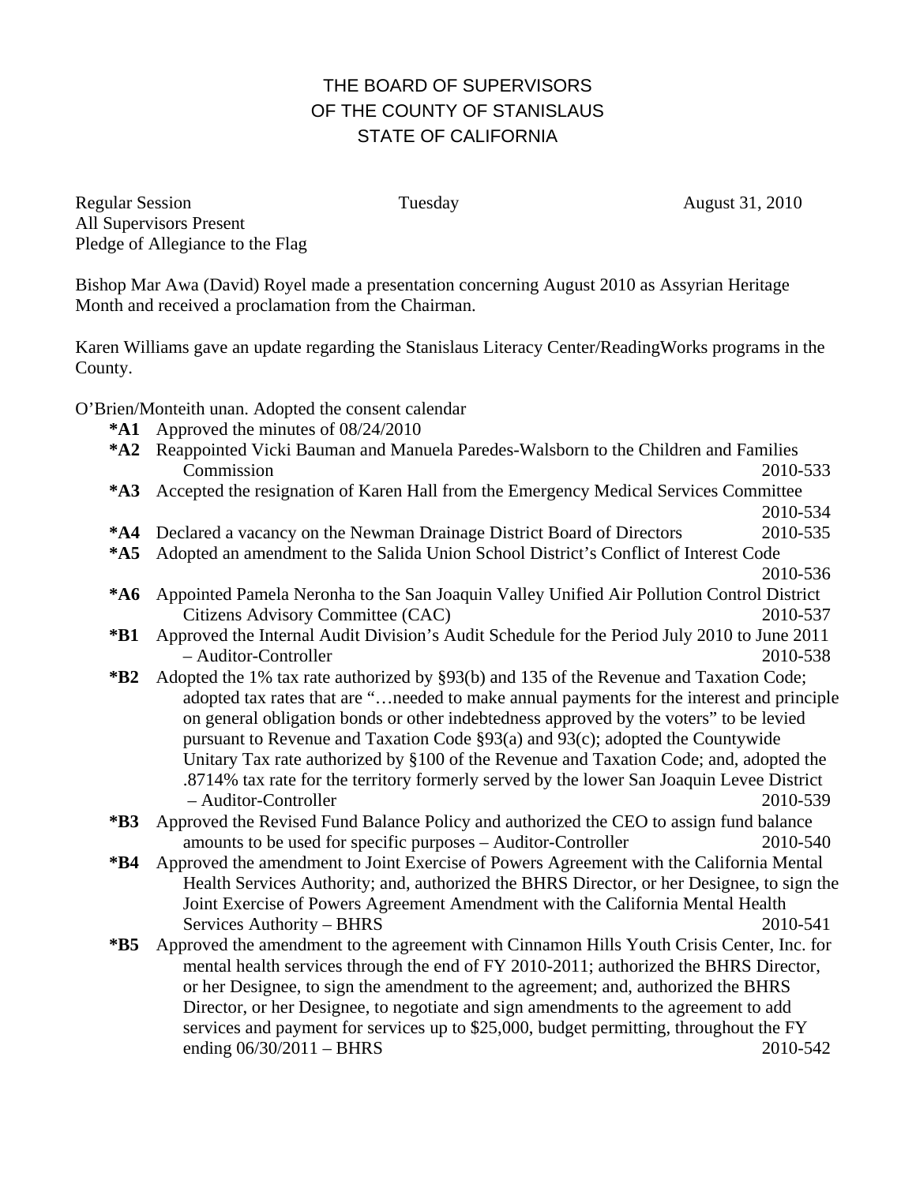# THE BOARD OF SUPERVISORS
# OF THE COUNTY OF STANISLAUS
# STATE OF CALIFORNIA

Regular Session Tuesday August 31, 2010
All Supervisors Present
Pledge of Allegiance to the Flag

Bishop Mar Awa (David) Royel made a presentation concerning August 2010 as Assyrian Heritage Month and received a proclamation from the Chairman.

Karen Williams gave an update regarding the Stanislaus Literacy Center/ReadingWorks programs in the County.

O'Brien/Monteith unan. Adopted the consent calendar

- **\*A1** Approved the minutes of 08/24/2010
- **\*A2** Reappointed Vicki Bauman and Manuela Paredes-Walsborn to the Children and Families Commission 2010-533
- **\*A3** Accepted the resignation of Karen Hall from the Emergency Medical Services Committee 2010-534
- **\*A4** Declared a vacancy on the Newman Drainage District Board of Directors 2010-535
- **\*A5** Adopted an amendment to the Salida Union School District's Conflict of Interest Code 2010-536
- **\*A6** Appointed Pamela Neronha to the San Joaquin Valley Unified Air Pollution Control District Citizens Advisory Committee (CAC) 2010-537
- **\*B1** Approved the Internal Audit Division's Audit Schedule for the Period July 2010 to June 2011 – Auditor-Controller 2010-538
- **\*B2** Adopted the 1% tax rate authorized by §93(b) and 135 of the Revenue and Taxation Code; adopted tax rates that are "…needed to make annual payments for the interest and principle on general obligation bonds or other indebtedness approved by the voters" to be levied pursuant to Revenue and Taxation Code §93(a) and 93(c); adopted the Countywide Unitary Tax rate authorized by §100 of the Revenue and Taxation Code; and, adopted the .8714% tax rate for the territory formerly served by the lower San Joaquin Levee District – Auditor-Controller 2010-539
- **\*B3** Approved the Revised Fund Balance Policy and authorized the CEO to assign fund balance amounts to be used for specific purposes – Auditor-Controller 2010-540
- **\*B4** Approved the amendment to Joint Exercise of Powers Agreement with the California Mental Health Services Authority; and, authorized the BHRS Director, or her Designee, to sign the Joint Exercise of Powers Agreement Amendment with the California Mental Health Services Authority – BHRS 2010-541
- **\*B5** Approved the amendment to the agreement with Cinnamon Hills Youth Crisis Center, Inc. for mental health services through the end of FY 2010-2011; authorized the BHRS Director, or her Designee, to sign the amendment to the agreement; and, authorized the BHRS Director, or her Designee, to negotiate and sign amendments to the agreement to add services and payment for services up to $25,000, budget permitting, throughout the FY ending 06/30/2011 – BHRS 2010-542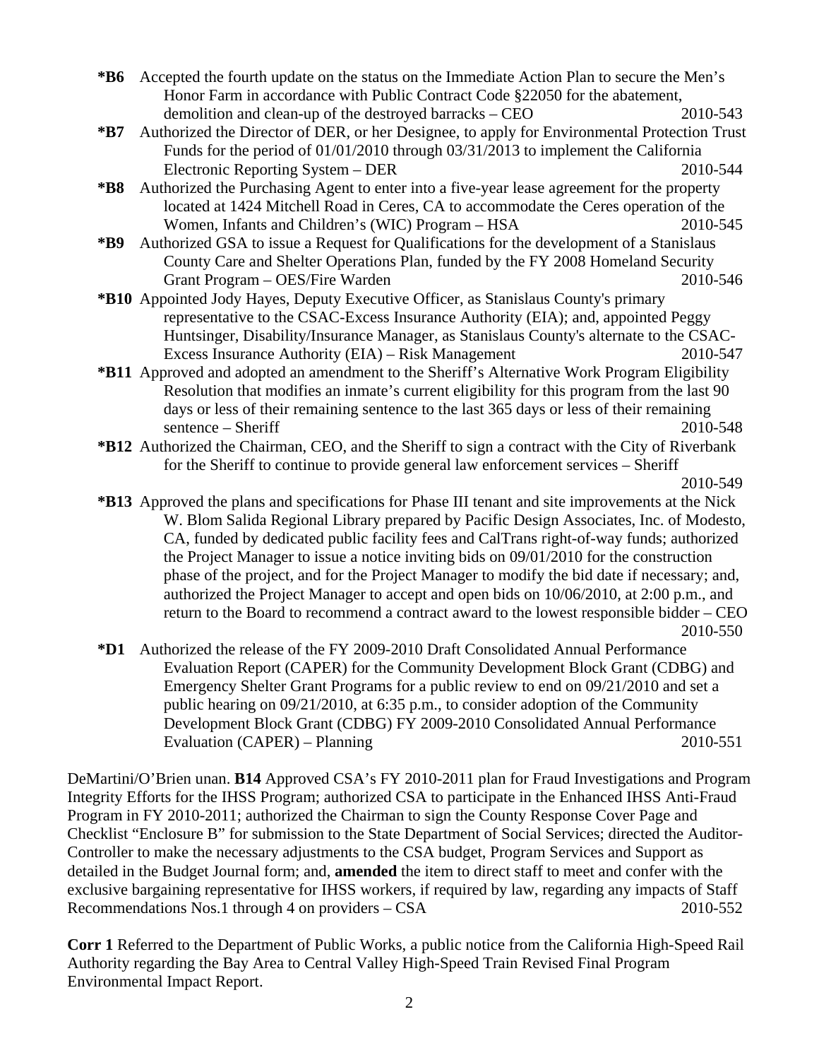**\*B6** Accepted the fourth update on the status on the Immediate Action Plan to secure the Men's Honor Farm in accordance with Public Contract Code §22050 for the abatement, demolition and clean-up of the destroyed barracks – CEO 2010-543

**\*B7** Authorized the Director of DER, or her Designee, to apply for Environmental Protection Trust Funds for the period of 01/01/2010 through 03/31/2013 to implement the California Electronic Reporting System – DER 2010-544

**\*B8** Authorized the Purchasing Agent to enter into a five-year lease agreement for the property located at 1424 Mitchell Road in Ceres, CA to accommodate the Ceres operation of the Women, Infants and Children's (WIC) Program – HSA 2010-545

**\*B9** Authorized GSA to issue a Request for Qualifications for the development of a Stanislaus County Care and Shelter Operations Plan, funded by the FY 2008 Homeland Security Grant Program – OES/Fire Warden 2010-546

**\*B10** Appointed Jody Hayes, Deputy Executive Officer, as Stanislaus County's primary representative to the CSAC-Excess Insurance Authority (EIA); and, appointed Peggy Huntsinger, Disability/Insurance Manager, as Stanislaus County's alternate to the CSAC-Excess Insurance Authority (EIA) – Risk Management 2010-547

**\*B11** Approved and adopted an amendment to the Sheriff's Alternative Work Program Eligibility Resolution that modifies an inmate's current eligibility for this program from the last 90 days or less of their remaining sentence to the last 365 days or less of their remaining sentence – Sheriff 2010-548

**\*B12** Authorized the Chairman, CEO, and the Sheriff to sign a contract with the City of Riverbank for the Sheriff to continue to provide general law enforcement services – Sheriff 2010-549

**\*B13** Approved the plans and specifications for Phase III tenant and site improvements at the Nick W. Blom Salida Regional Library prepared by Pacific Design Associates, Inc. of Modesto, CA, funded by dedicated public facility fees and CalTrans right-of-way funds; authorized the Project Manager to issue a notice inviting bids on 09/01/2010 for the construction phase of the project, and for the Project Manager to modify the bid date if necessary; and, authorized the Project Manager to accept and open bids on 10/06/2010, at 2:00 p.m., and return to the Board to recommend a contract award to the lowest responsible bidder – CEO 2010-550

**\*D1** Authorized the release of the FY 2009-2010 Draft Consolidated Annual Performance Evaluation Report (CAPER) for the Community Development Block Grant (CDBG) and Emergency Shelter Grant Programs for a public review to end on 09/21/2010 and set a public hearing on 09/21/2010, at 6:35 p.m., to consider adoption of the Community Development Block Grant (CDBG) FY 2009-2010 Consolidated Annual Performance Evaluation (CAPER) – Planning 2010-551

DeMartini/O'Brien unan. **B14** Approved CSA's FY 2010-2011 plan for Fraud Investigations and Program Integrity Efforts for the IHSS Program; authorized CSA to participate in the Enhanced IHSS Anti-Fraud Program in FY 2010-2011; authorized the Chairman to sign the County Response Cover Page and Checklist "Enclosure B" for submission to the State Department of Social Services; directed the Auditor-Controller to make the necessary adjustments to the CSA budget, Program Services and Support as detailed in the Budget Journal form; and, **amended** the item to direct staff to meet and confer with the exclusive bargaining representative for IHSS workers, if required by law, regarding any impacts of Staff Recommendations Nos.1 through 4 on providers – CSA 2010-552

**Corr 1** Referred to the Department of Public Works, a public notice from the California High-Speed Rail Authority regarding the Bay Area to Central Valley High-Speed Train Revised Final Program Environmental Impact Report.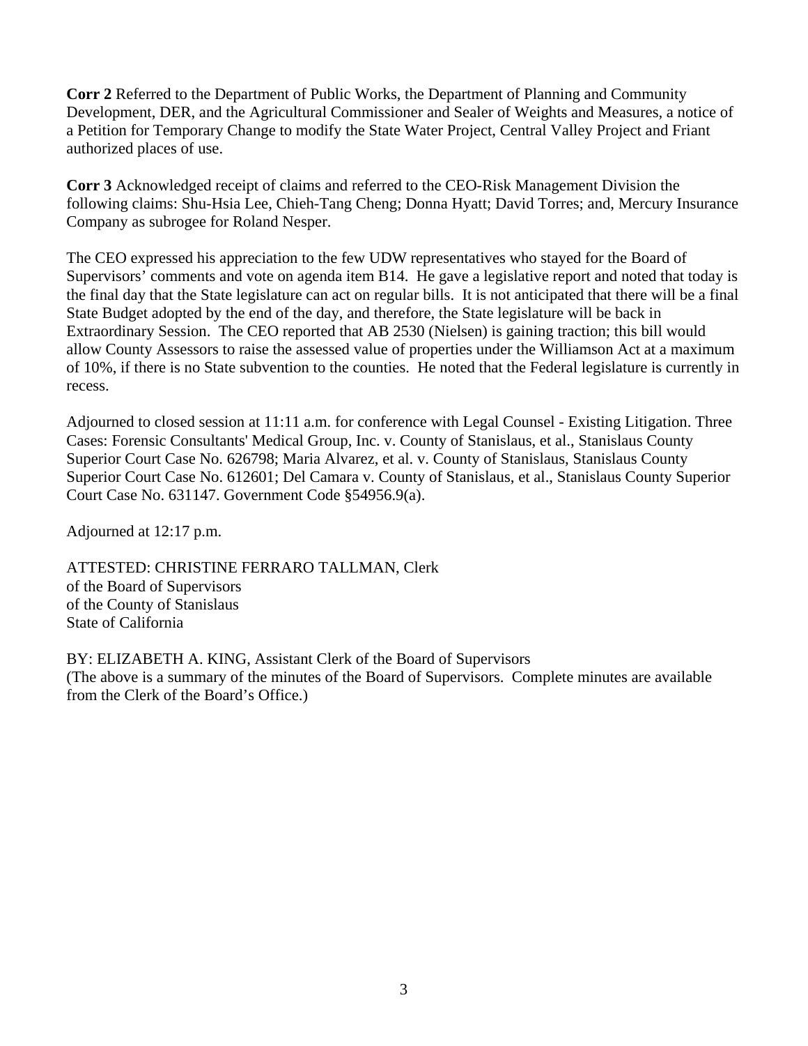**Corr 2** Referred to the Department of Public Works, the Department of Planning and Community Development, DER, and the Agricultural Commissioner and Sealer of Weights and Measures, a notice of a Petition for Temporary Change to modify the State Water Project, Central Valley Project and Friant authorized places of use.

**Corr 3** Acknowledged receipt of claims and referred to the CEO-Risk Management Division the following claims: Shu-Hsia Lee, Chieh-Tang Cheng; Donna Hyatt; David Torres; and, Mercury Insurance Company as subrogee for Roland Nesper.

The CEO expressed his appreciation to the few UDW representatives who stayed for the Board of Supervisors' comments and vote on agenda item B14. He gave a legislative report and noted that today is the final day that the State legislature can act on regular bills. It is not anticipated that there will be a final State Budget adopted by the end of the day, and therefore, the State legislature will be back in Extraordinary Session. The CEO reported that AB 2530 (Nielsen) is gaining traction; this bill would allow County Assessors to raise the assessed value of properties under the Williamson Act at a maximum of 10%, if there is no State subvention to the counties. He noted that the Federal legislature is currently in recess.

Adjourned to closed session at 11:11 a.m. for conference with Legal Counsel - Existing Litigation. Three Cases: Forensic Consultants' Medical Group, Inc. v. County of Stanislaus, et al., Stanislaus County Superior Court Case No. 626798; Maria Alvarez, et al. v. County of Stanislaus, Stanislaus County Superior Court Case No. 612601; Del Camara v. County of Stanislaus, et al., Stanislaus County Superior Court Case No. 631147. Government Code §54956.9(a).

Adjourned at 12:17 p.m.

ATTESTED: CHRISTINE FERRARO TALLMAN, Clerk
of the Board of Supervisors
of the County of Stanislaus
State of California

BY: ELIZABETH A. KING, Assistant Clerk of the Board of Supervisors
(The above is a summary of the minutes of the Board of Supervisors. Complete minutes are available from the Clerk of the Board's Office.)